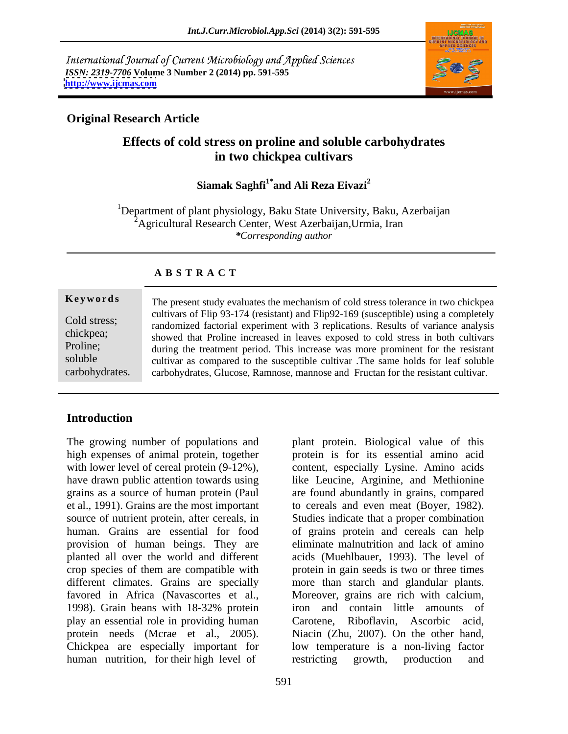International Journal of Current Microbiology and Applied Sciences
*ISSN: 2319-7706* **Volume 3 Number 2 (2014) pp. 591-595**
**http://www.ijcmas.com**

**Original Research Article**

# Effects of cold stress on proline and soluble carbohydrates in two chickpea cultivars

**Siamak Saghfi[1*] and Ali Reza Eivazi[2]**

[1]Department of plant physiology, Baku State University, Baku, Azerbaijan
[2]Agricultural Research Center, West Azerbaijan,Urmia, Iran
**\***Corresponding author

## A B S T R A C T

**Keywords**

Cold stress; chickpea; Proline; soluble carbohydrates.

The present study evaluates the mechanism of cold stress tolerance in two chickpea cultivars of Flip 93-174 (resistant) and Flip92-169 (susceptible) using a completely randomized factorial experiment with 3 replications. Results of variance analysis showed that Proline increased in leaves exposed to cold stress in both cultivars during the treatment period. This increase was more prominent for the resistant cultivar as compared to the susceptible cultivar .The same holds for leaf soluble carbohydrates, Glucose, Ramnose, mannose and Fructan for the resistant cultivar.

## Introduction

The growing number of populations and high expenses of animal protein, together with lower level of cereal protein (9-12%), have drawn public attention towards using grains as a source of human protein (Paul et al., 1991). Grains are the most important source of nutrient protein, after cereals, in human. Grains are essential for food provision of human beings. They are planted all over the world and different crop species of them are compatible with different climates. Grains are specially favored in Africa (Navascortes et al., 1998). Grain beans with 18-32% protein play an essential role in providing human protein needs (Mcrae et al., 2005). Chickpea are especially important for human nutrition, for their high level of plant protein. Biological value of this protein is for its essential amino acid content, especially Lysine. Amino acids like Leucine, Arginine, and Methionine are found abundantly in grains, compared to cereals and even meat (Boyer, 1982). Studies indicate that a proper combination of grains protein and cereals can help eliminate malnutrition and lack of amino acids (Muehlbauer, 1993). The level of protein in gain seeds is two or three times more than starch and glandular plants. Moreover, grains are rich with calcium, iron and contain little amounts of Carotene, Riboflavin, Ascorbic acid, Niacin (Zhu, 2007). On the other hand, low temperature is a non-living factor restricting growth, production and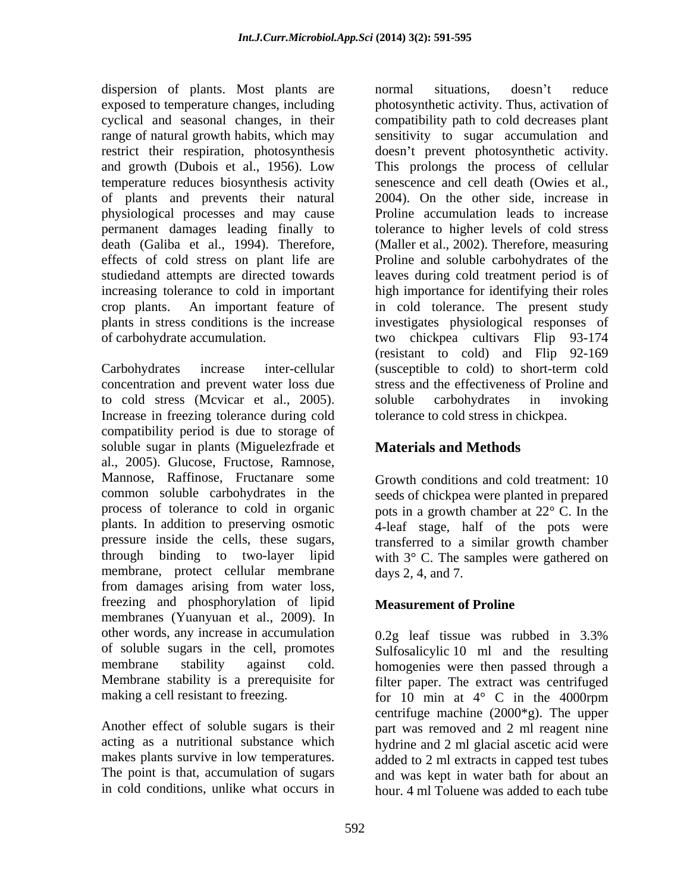dispersion of plants. Most plants are exposed to temperature changes, including cyclical and seasonal changes, in their range of natural growth habits, which may restrict their respiration, photosynthesis and growth (Dubois et al., 1956). Low temperature reduces biosynthesis activity of plants and prevents their natural physiological processes and may cause permanent damages leading finally to death (Galiba et al., 1994). Therefore, effects of cold stress on plant life are studiedand attempts are directed towards increasing tolerance to cold in important crop plants. An important feature of plants in stress conditions is the increase of carbohydrate accumulation.

Carbohydrates increase inter-cellular concentration and prevent water loss due to cold stress (Mcvicar et al., 2005). Increase in freezing tolerance during cold compatibility period is due to storage of soluble sugar in plants (Miguelezfrade et al., 2005). Glucose, Fructose, Ramnose, Mannose, Raffinose, Fructanare some common soluble carbohydrates in the process of tolerance to cold in organic plants. In addition to preserving osmotic pressure inside the cells, these sugars, through binding to two-layer lipid membrane, protect cellular membrane from damages arising from water loss, freezing and phosphorylation of lipid membranes (Yuanyuan et al., 2009). In other words, any increase in accumulation of soluble sugars in the cell, promotes membrane stability against cold. Membrane stability is a prerequisite for making a cell resistant to freezing.

Another effect of soluble sugars is their acting as a nutritional substance which makes plants survive in low temperatures. The point is that, accumulation of sugars in cold conditions, unlike what occurs in normal situations, doesn't reduce photosynthetic activity. Thus, activation of compatibility path to cold decreases plant sensitivity to sugar accumulation and doesn't prevent photosynthetic activity. This prolongs the process of cellular senescence and cell death (Owies et al., 2004). On the other side, increase in Proline accumulation leads to increase tolerance to higher levels of cold stress (Maller et al., 2002). Therefore, measuring Proline and soluble carbohydrates of the leaves during cold treatment period is of high importance for identifying their roles in cold tolerance. The present study investigates physiological responses of two chickpea cultivars Flip 93-174 (resistant to cold) and Flip 92-169 (susceptible to cold) to short-term cold stress and the effectiveness of Proline and soluble carbohydrates in invoking tolerance to cold stress in chickpea.

## Materials and Methods

Growth conditions and cold treatment: 10 seeds of chickpea were planted in prepared pots in a growth chamber at 22° C. In the 4-leaf stage, half of the pots were transferred to a similar growth chamber with 3° C. The samples were gathered on days 2, 4, and 7.

### Measurement of Proline

0.2g leaf tissue was rubbed in 3.3% Sulfosalicylic 10 ml and the resulting homogenies were then passed through a filter paper. The extract was centrifuged for 10 min at 4° C in the 4000rpm centrifuge machine (2000*g). The upper part was removed and 2 ml reagent nine hydrine and 2 ml glacial ascetic acid were added to 2 ml extracts in capped test tubes and was kept in water bath for about an hour. 4 ml Toluene was added to each tube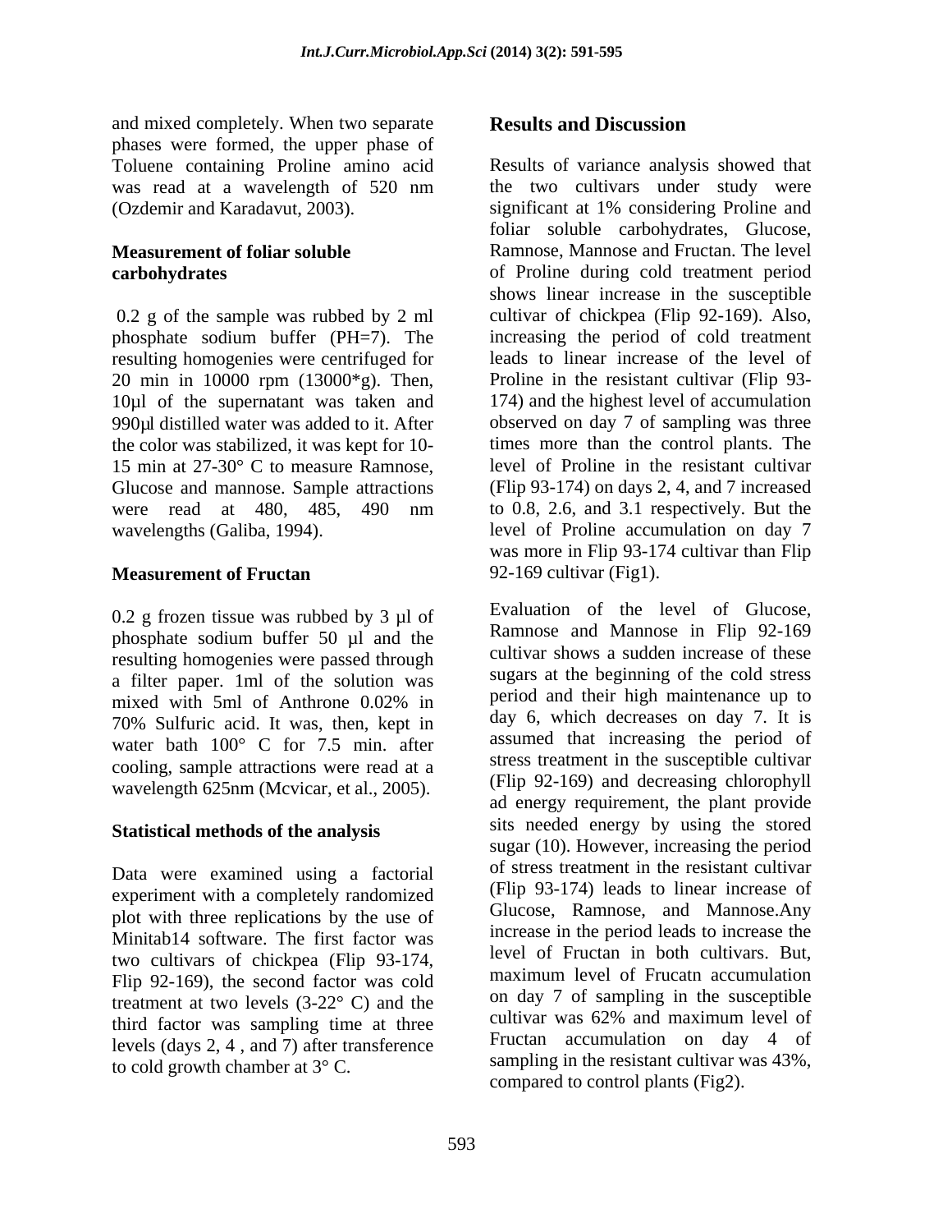and mixed completely. When two separate phases were formed, the upper phase of Toluene containing Proline amino acid was read at a wavelength of 520 nm (Ozdemir and Karadavut, 2003).

### Measurement of foliar soluble carbohydrates

0.2 g of the sample was rubbed by 2 ml phosphate sodium buffer (PH=7). The resulting homogenies were centrifuged for 20 min in 10000 rpm (13000*g). Then, 10μl of the supernatant was taken and 990μl distilled water was added to it. After the color was stabilized, it was kept for 10-15 min at 27-30° C to measure Ramnose, Glucose and mannose. Sample attractions were read at 480, 485, 490 nm wavelengths (Galiba, 1994).

### Measurement of Fructan

0.2 g frozen tissue was rubbed by 3 μl of phosphate sodium buffer 50 μl and the resulting homogenies were passed through a filter paper. 1ml of the solution was mixed with 5ml of Anthrone 0.02% in 70% Sulfuric acid. It was, then, kept in water bath 100° C for 7.5 min. after cooling, sample attractions were read at a wavelength 625nm (Mcvicar, et al., 2005).

### Statistical methods of the analysis

Data were examined using a factorial experiment with a completely randomized plot with three replications by the use of Minitab14 software. The first factor was two cultivars of chickpea (Flip 93-174, Flip 92-169), the second factor was cold treatment at two levels (3-22° C) and the third factor was sampling time at three levels (days 2, 4 , and 7) after transference to cold growth chamber at 3° C.

## Results and Discussion

Results of variance analysis showed that the two cultivars under study were significant at 1% considering Proline and foliar soluble carbohydrates, Glucose, Ramnose, Mannose and Fructan. The level of Proline during cold treatment period shows linear increase in the susceptible cultivar of chickpea (Flip 92-169). Also, increasing the period of cold treatment leads to linear increase of the level of Proline in the resistant cultivar (Flip 93-174) and the highest level of accumulation observed on day 7 of sampling was three times more than the control plants. The level of Proline in the resistant cultivar (Flip 93-174) on days 2, 4, and 7 increased to 0.8, 2.6, and 3.1 respectively. But the level of Proline accumulation on day 7 was more in Flip 93-174 cultivar than Flip 92-169 cultivar (Fig1).

Evaluation of the level of Glucose, Ramnose and Mannose in Flip 92-169 cultivar shows a sudden increase of these sugars at the beginning of the cold stress period and their high maintenance up to day 6, which decreases on day 7. It is assumed that increasing the period of stress treatment in the susceptible cultivar (Flip 92-169) and decreasing chlorophyll ad energy requirement, the plant provide sits needed energy by using the stored sugar (10). However, increasing the period of stress treatment in the resistant cultivar (Flip 93-174) leads to linear increase of Glucose, Ramnose, and Mannose.Any increase in the period leads to increase the level of Fructan in both cultivars. But, maximum level of Frucatn accumulation on day 7 of sampling in the susceptible cultivar was 62% and maximum level of Fructan accumulation on day 4 of sampling in the resistant cultivar was 43%, compared to control plants (Fig2).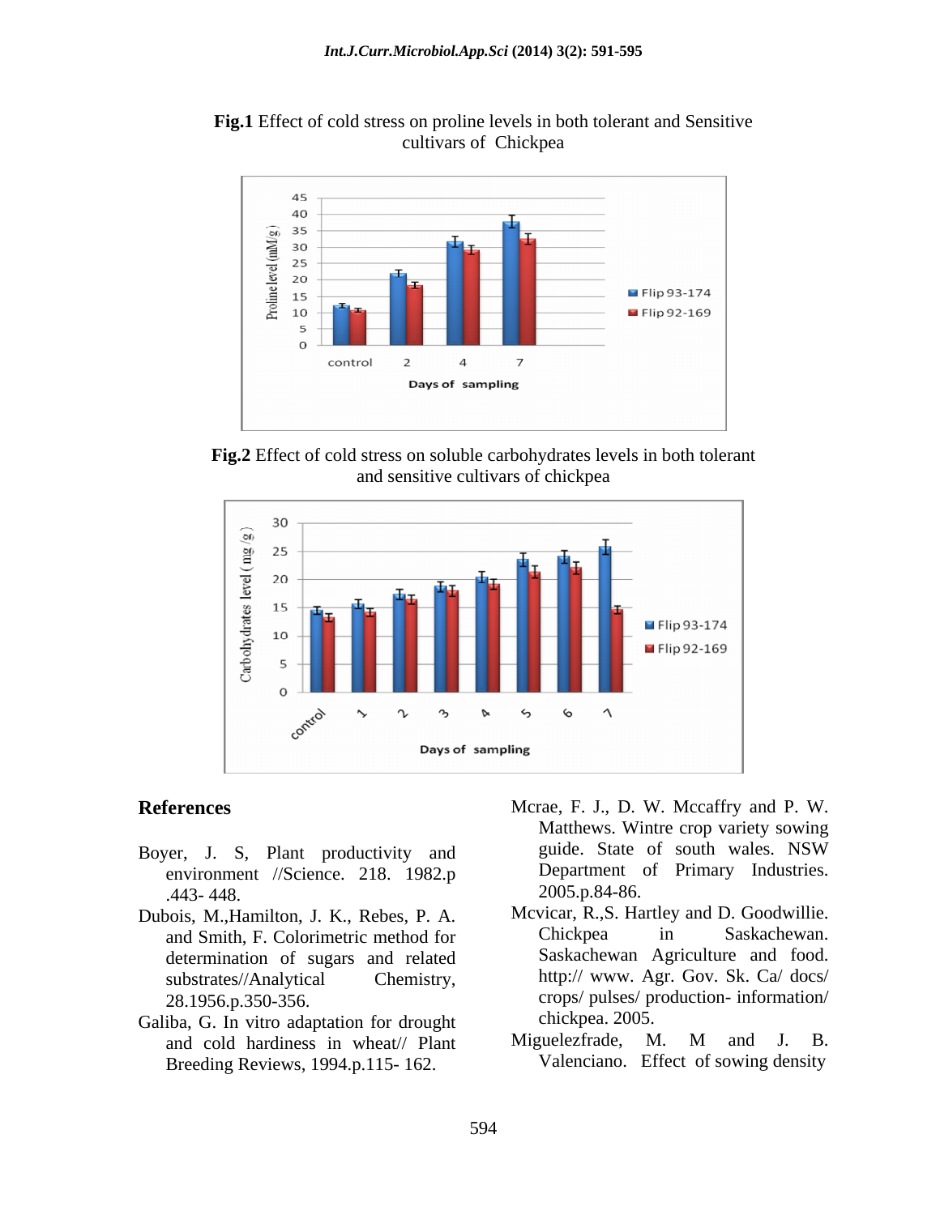**Fig.1** Effect of cold stress on proline levels in both tolerant and Sensitive cultivars of Chickpea

**Fig.2** Effect of cold stress on soluble carbohydrates levels in both tolerant and sensitive cultivars of chickpea

## References

Boyer, J. S, Plant productivity and environment //Science. 218. 1982.p .443- 448.

Dubois, M.,Hamilton, J. K., Rebes, P. A. and Smith, F. Colorimetric method for determination of sugars and related substrates//Analytical Chemistry, 28.1956.p.350-356.

Galiba, G. In vitro adaptation for drought and cold hardiness in wheat// Plant Breeding Reviews, 1994.p.115- 162.

Mcrae, F. J., D. W. Mccaffry and P. W. Matthews. Wintre crop variety sowing guide. State of south wales. NSW Department of Primary Industries. 2005.p.84-86.

Mcvicar, R.,S. Hartley and D. Goodwillie. Chickpea in Saskachewan. Saskachewan Agriculture and food. http:// www. Agr. Gov. Sk. Ca/ docs/ crops/ pulses/ production- information/ chickpea. 2005.

Miguelezfrade, M. M and J. B. Valenciano. Effect of sowing density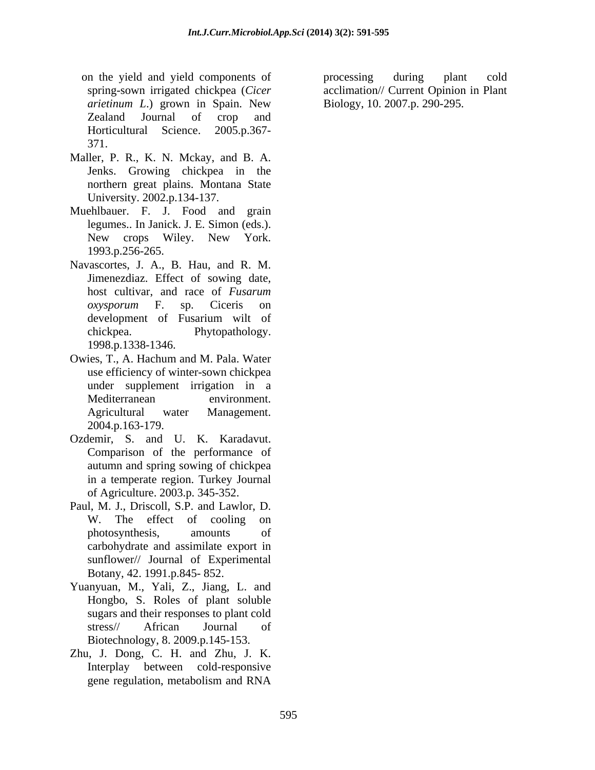on the yield and yield components of spring-sown irrigated chickpea (*Cicer arietinum L*.) grown in Spain. New Zealand Journal of crop and Horticultural Science. 2005.p.367-371.

Maller, P. R., K. N. Mckay, and B. A. Jenks. Growing chickpea in the northern great plains. Montana State University. 2002.p.134-137.

Muehlbauer. F. J. Food and grain legumes.. In Janick. J. E. Simon (eds.). New crops Wiley. New York. 1993.p.256-265.

Navascortes, J. A., B. Hau, and R. M. Jimenezdiaz. Effect of sowing date, host cultivar, and race of *Fusarum oxysporum* F. sp. Ciceris on development of Fusarium wilt of chickpea. Phytopathology. 1998.p.1338-1346.

Owies, T., A. Hachum and M. Pala. Water use efficiency of winter-sown chickpea under supplement irrigation in a Mediterranean environment. Agricultural water Management. 2004.p.163-179.

Ozdemir, S. and U. K. Karadavut. Comparison of the performance of autumn and spring sowing of chickpea in a temperate region. Turkey Journal of Agriculture. 2003.p. 345-352.

Paul, M. J., Driscoll, S.P. and Lawlor, D. W. The effect of cooling on photosynthesis, amounts of carbohydrate and assimilate export in sunflower// Journal of Experimental Botany, 42. 1991.p.845- 852.

Yuanyuan, M., Yali, Z., Jiang, L. and Hongbo, S. Roles of plant soluble sugars and their responses to plant cold stress// African Journal of Biotechnology, 8. 2009.p.145-153.

Zhu, J. Dong, C. H. and Zhu, J. K. Interplay between cold-responsive gene regulation, metabolism and RNA processing during plant cold acclimation// Current Opinion in Plant Biology, 10. 2007.p. 290-295.